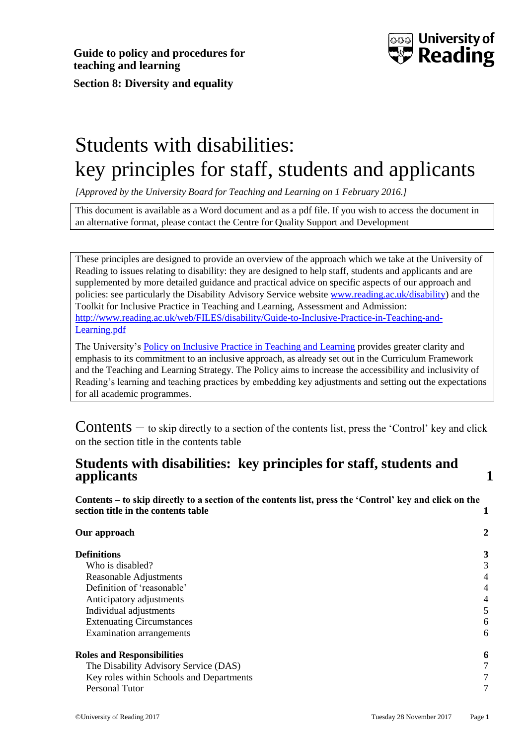**Guide to policy and procedures for teaching and learning**

**Section 8: Diversity and equality**

# Students with disabilities: key principles for staff, students and applicants

*[Approved by the University Board for Teaching and Learning on 1 February 2016.]*

This document is available as a Word document and as a pdf file. If you wish to access the document in an alternative format, please contact the Centre for Quality Support and Development

These principles are designed to provide an overview of the approach which we take at the University of Reading to issues relating to disability: they are designed to help staff, students and applicants and are supplemented by more detailed guidance and practical advice on specific aspects of our approach and policies: see particularly the Disability Advisory Service website [www.reading.ac.uk/disability](www.reading.ac.uk/disability)) and the Toolkit for Inclusive Practice in Teaching and Learning, Assessment and Admission: [http://www.reading.ac.uk/web/FILES/disability/Guide-to-Inclusive-Practice-in-Teaching-and-Learning.pdf](http://www.reading.ac.uk/web/FILES/disability/Guide-to-Inclusive-Practice-in-Teaching-and-Learning.pdf)

The University's Policy on Inclusive Practice in Teaching and Learning provides greater clarity and emphasis to its commitment to an inclusive approach, as already set out in the Curriculum Framework and the Teaching and Learning Strategy. The Policy aims to increase the accessibility and inclusivity of Reading's learning and teaching practices by embedding key adjustments and setting out the expectations for all academic programmes.

## Contents – to skip directly to a section of the contents list, press the 'Control' key and click on the section title in the contents table

| | |
|---|---|
| **Students with disabilities: key principles for staff, students and applicants** | **1** |
| **Contents – to skip directly to a section of the contents list, press the 'Control' key and click on the section title in the contents table** | **1** |
| **Our approach** | **2** |
| **Definitions** | **3** |
| Who is disabled? | 3 |
| Reasonable Adjustments | 4 |
| Definition of 'reasonable' | 4 |
| Anticipatory adjustments | 4 |
| Individual adjustments | 5 |
| Extenuating Circumstances | 6 |
| Examination arrangements | 6 |
| **Roles and Responsibilities** | **6** |
| The Disability Advisory Service (DAS) | 7 |
| Key roles within Schools and Departments | 7 |
| Personal Tutor | 7 |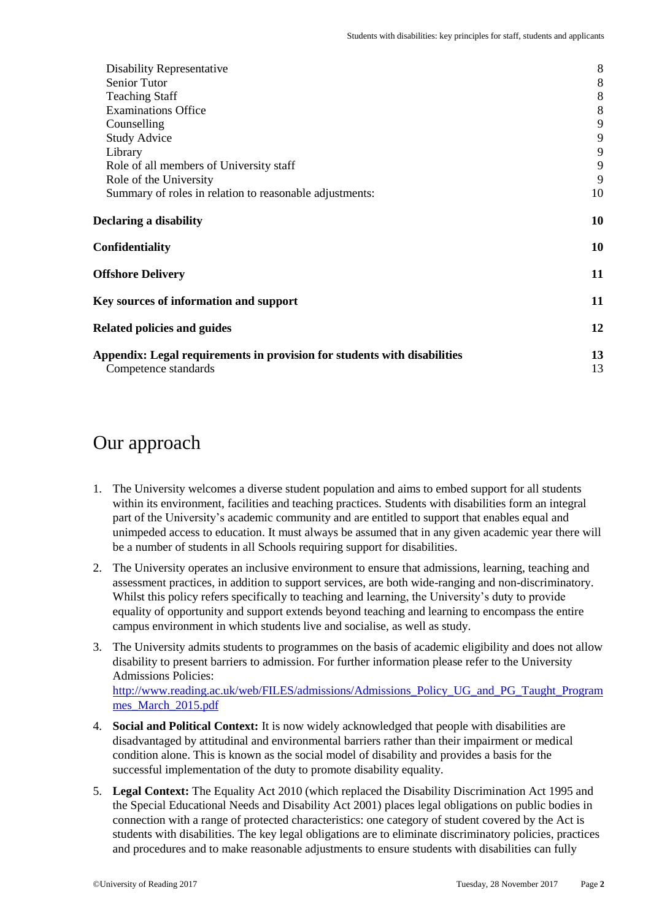| | |
|---|---|
| Disability Representative | 8 |
| Senior Tutor | 8 |
| Teaching Staff | 8 |
| Examinations Office | 8 |
| Counselling | 9 |
| Study Advice | 9 |
| Library | 9 |
| Role of all members of University staff | 9 |
| Role of the University | 9 |
| Summary of roles in relation to reasonable adjustments: | 10 |
| **Declaring a disability** | **10** |
| **Confidentiality** | **10** |
| **Offshore Delivery** | **11** |
| **Key sources of information and support** | **11** |
| **Related policies and guides** | **12** |
| **Appendix: Legal requirements in provision for students with disabilities** | **13** |
| Competence standards | 13 |

# Our approach

1. The University welcomes a diverse student population and aims to embed support for all students within its environment, facilities and teaching practices. Students with disabilities form an integral part of the University's academic community and are entitled to support that enables equal and unimpeded access to education. It must always be assumed that in any given academic year there will be a number of students in all Schools requiring support for disabilities.
2. The University operates an inclusive environment to ensure that admissions, learning, teaching and assessment practices, in addition to support services, are both wide-ranging and non-discriminatory. Whilst this policy refers specifically to teaching and learning, the University's duty to provide equality of opportunity and support extends beyond teaching and learning to encompass the entire campus environment in which students live and socialise, as well as study.
3. The University admits students to programmes on the basis of academic eligibility and does not allow disability to present barriers to admission. For further information please refer to the University Admissions Policies: http://www.reading.ac.uk/web/FILES/admissions/Admissions_Policy_UG_and_PG_Taught_Programmes_March_2015.pdf
4. **Social and Political Context:** It is now widely acknowledged that people with disabilities are disadvantaged by attitudinal and environmental barriers rather than their impairment or medical condition alone. This is known as the social model of disability and provides a basis for the successful implementation of the duty to promote disability equality.
5. **Legal Context:** The Equality Act 2010 (which replaced the Disability Discrimination Act 1995 and the Special Educational Needs and Disability Act 2001) places legal obligations on public bodies in connection with a range of protected characteristics: one category of student covered by the Act is students with disabilities. The key legal obligations are to eliminate discriminatory policies, practices and procedures and to make reasonable adjustments to ensure students with disabilities can fully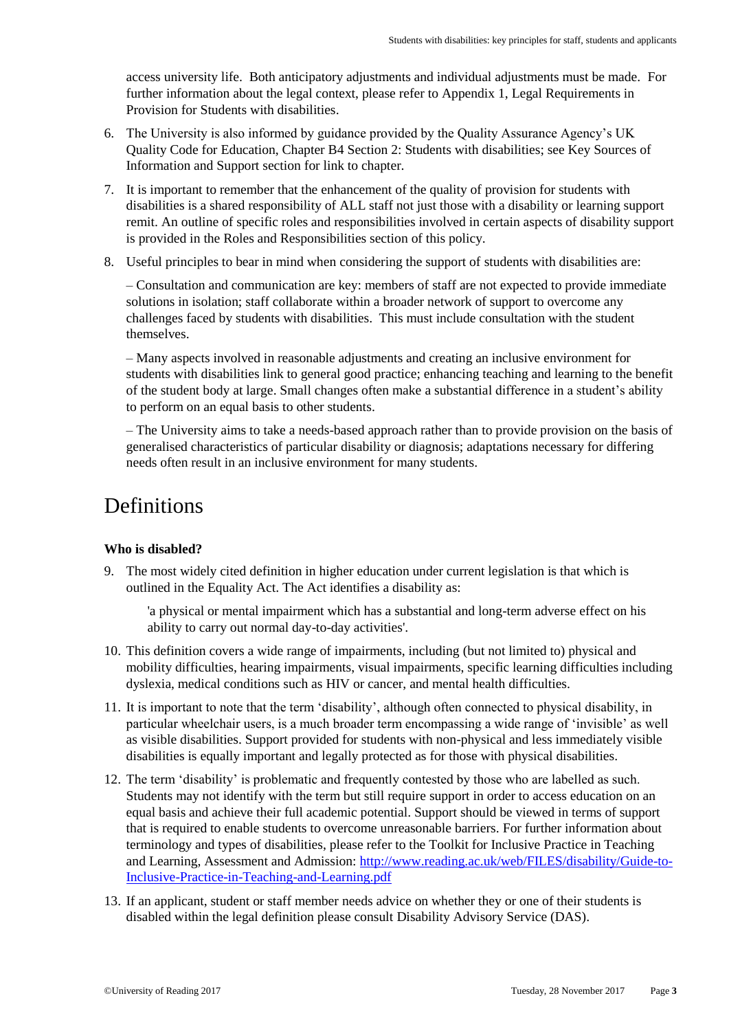access university life. Both anticipatory adjustments and individual adjustments must be made. For further information about the legal context, please refer to Appendix 1, Legal Requirements in Provision for Students with disabilities.

6. The University is also informed by guidance provided by the Quality Assurance Agency's UK Quality Code for Education, Chapter B4 Section 2: Students with disabilities; see Key Sources of Information and Support section for link to chapter.

7. It is important to remember that the enhancement of the quality of provision for students with disabilities is a shared responsibility of ALL staff not just those with a disability or learning support remit. An outline of specific roles and responsibilities involved in certain aspects of disability support is provided in the Roles and Responsibilities section of this policy.

8. Useful principles to bear in mind when considering the support of students with disabilities are:

   – Consultation and communication are key: members of staff are not expected to provide immediate solutions in isolation; staff collaborate within a broader network of support to overcome any challenges faced by students with disabilities. This must include consultation with the student themselves.

   – Many aspects involved in reasonable adjustments and creating an inclusive environment for students with disabilities link to general good practice; enhancing teaching and learning to the benefit of the student body at large. Small changes often make a substantial difference in a student's ability to perform on an equal basis to other students.

   – The University aims to take a needs-based approach rather than to provide provision on the basis of generalised characteristics of particular disability or diagnosis; adaptations necessary for differing needs often result in an inclusive environment for many students.

# Definitions

**Who is disabled?**

9. The most widely cited definition in higher education under current legislation is that which is outlined in the Equality Act. The Act identifies a disability as:

   > 'a physical or mental impairment which has a substantial and long-term adverse effect on his ability to carry out normal day-to-day activities'.

10. This definition covers a wide range of impairments, including (but not limited to) physical and mobility difficulties, hearing impairments, visual impairments, specific learning difficulties including dyslexia, medical conditions such as HIV or cancer, and mental health difficulties.

11. It is important to note that the term 'disability', although often connected to physical disability, in particular wheelchair users, is a much broader term encompassing a wide range of 'invisible' as well as visible disabilities. Support provided for students with non-physical and less immediately visible disabilities is equally important and legally protected as for those with physical disabilities.

12. The term 'disability' is problematic and frequently contested by those who are labelled as such. Students may not identify with the term but still require support in order to access education on an equal basis and achieve their full academic potential. Support should be viewed in terms of support that is required to enable students to overcome unreasonable barriers. For further information about terminology and types of disabilities, please refer to the Toolkit for Inclusive Practice in Teaching and Learning, Assessment and Admission: [http://www.reading.ac.uk/web/FILES/disability/Guide-to-Inclusive-Practice-in-Teaching-and-Learning.pdf](http://www.reading.ac.uk/web/FILES/disability/Guide-to-Inclusive-Practice-in-Teaching-and-Learning.pdf)

13. If an applicant, student or staff member needs advice on whether they or one of their students is disabled within the legal definition please consult Disability Advisory Service (DAS).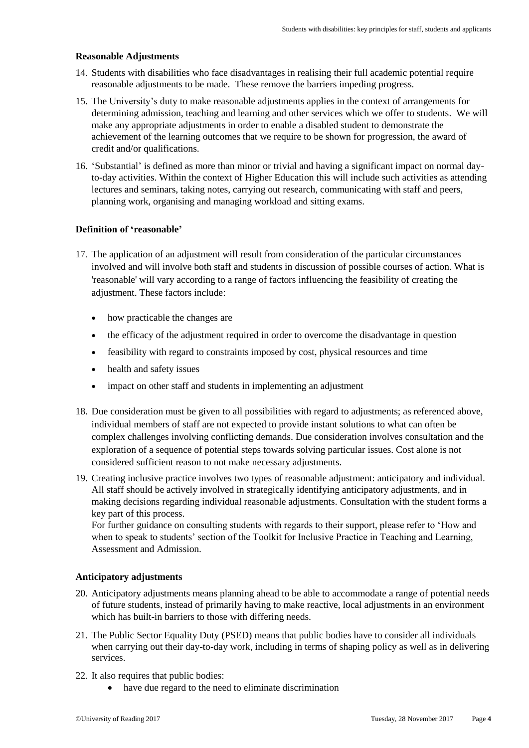### Reasonable Adjustments

14. Students with disabilities who face disadvantages in realising their full academic potential require reasonable adjustments to be made. These remove the barriers impeding progress.

15. The University's duty to make reasonable adjustments applies in the context of arrangements for determining admission, teaching and learning and other services which we offer to students. We will make any appropriate adjustments in order to enable a disabled student to demonstrate the achievement of the learning outcomes that we require to be shown for progression, the award of credit and/or qualifications.

16. 'Substantial' is defined as more than minor or trivial and having a significant impact on normal day-to-day activities. Within the context of Higher Education this will include such activities as attending lectures and seminars, taking notes, carrying out research, communicating with staff and peers, planning work, organising and managing workload and sitting exams.

### Definition of 'reasonable'

17. The application of an adjustment will result from consideration of the particular circumstances involved and will involve both staff and students in discussion of possible courses of action. What is 'reasonable' will vary according to a range of factors influencing the feasibility of creating the adjustment. These factors include:

    - how practicable the changes are
    - the efficacy of the adjustment required in order to overcome the disadvantage in question
    - feasibility with regard to constraints imposed by cost, physical resources and time
    - health and safety issues
    - impact on other staff and students in implementing an adjustment

18. Due consideration must be given to all possibilities with regard to adjustments; as referenced above, individual members of staff are not expected to provide instant solutions to what can often be complex challenges involving conflicting demands. Due consideration involves consultation and the exploration of a sequence of potential steps towards solving particular issues. Cost alone is not considered sufficient reason to not make necessary adjustments.

19. Creating inclusive practice involves two types of reasonable adjustment: anticipatory and individual. All staff should be actively involved in strategically identifying anticipatory adjustments, and in making decisions regarding individual reasonable adjustments. Consultation with the student forms a key part of this process.
    For further guidance on consulting students with regards to their support, please refer to 'How and when to speak to students' section of the Toolkit for Inclusive Practice in Teaching and Learning, Assessment and Admission.

### Anticipatory adjustments

20. Anticipatory adjustments means planning ahead to be able to accommodate a range of potential needs of future students, instead of primarily having to make reactive, local adjustments in an environment which has built-in barriers to those with differing needs.

21. The Public Sector Equality Duty (PSED) means that public bodies have to consider all individuals when carrying out their day-to-day work, including in terms of shaping policy as well as in delivering services.

22. It also requires that public bodies:
    - have due regard to the need to eliminate discrimination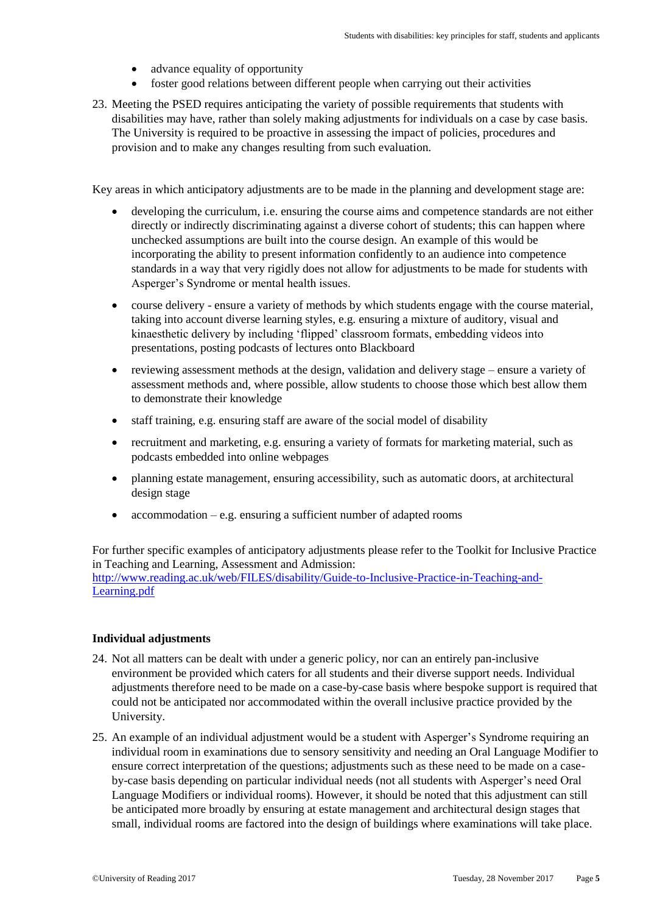- advance equality of opportunity
- foster good relations between different people when carrying out their activities

23. Meeting the PSED requires anticipating the variety of possible requirements that students with disabilities may have, rather than solely making adjustments for individuals on a case by case basis. The University is required to be proactive in assessing the impact of policies, procedures and provision and to make any changes resulting from such evaluation.

Key areas in which anticipatory adjustments are to be made in the planning and development stage are:

- developing the curriculum, i.e. ensuring the course aims and competence standards are not either directly or indirectly discriminating against a diverse cohort of students; this can happen where unchecked assumptions are built into the course design. An example of this would be incorporating the ability to present information confidently to an audience into competence standards in a way that very rigidly does not allow for adjustments to be made for students with Asperger's Syndrome or mental health issues.
- course delivery - ensure a variety of methods by which students engage with the course material, taking into account diverse learning styles, e.g. ensuring a mixture of auditory, visual and kinaesthetic delivery by including 'flipped' classroom formats, embedding videos into presentations, posting podcasts of lectures onto Blackboard
- reviewing assessment methods at the design, validation and delivery stage – ensure a variety of assessment methods and, where possible, allow students to choose those which best allow them to demonstrate their knowledge
- staff training, e.g. ensuring staff are aware of the social model of disability
- recruitment and marketing, e.g. ensuring a variety of formats for marketing material, such as podcasts embedded into online webpages
- planning estate management, ensuring accessibility, such as automatic doors, at architectural design stage
- accommodation – e.g. ensuring a sufficient number of adapted rooms

For further specific examples of anticipatory adjustments please refer to the Toolkit for Inclusive Practice in Teaching and Learning, Assessment and Admission: [http://www.reading.ac.uk/web/FILES/disability/Guide-to-Inclusive-Practice-in-Teaching-and-Learning.pdf](http://www.reading.ac.uk/web/FILES/disability/Guide-to-Inclusive-Practice-in-Teaching-and-Learning.pdf)

**Individual adjustments**

24. Not all matters can be dealt with under a generic policy, nor can an entirely pan-inclusive environment be provided which caters for all students and their diverse support needs. Individual adjustments therefore need to be made on a case-by-case basis where bespoke support is required that could not be anticipated nor accommodated within the overall inclusive practice provided by the University.

25. An example of an individual adjustment would be a student with Asperger's Syndrome requiring an individual room in examinations due to sensory sensitivity and needing an Oral Language Modifier to ensure correct interpretation of the questions; adjustments such as these need to be made on a case-by-case basis depending on particular individual needs (not all students with Asperger's need Oral Language Modifiers or individual rooms). However, it should be noted that this adjustment can still be anticipated more broadly by ensuring at estate management and architectural design stages that small, individual rooms are factored into the design of buildings where examinations will take place.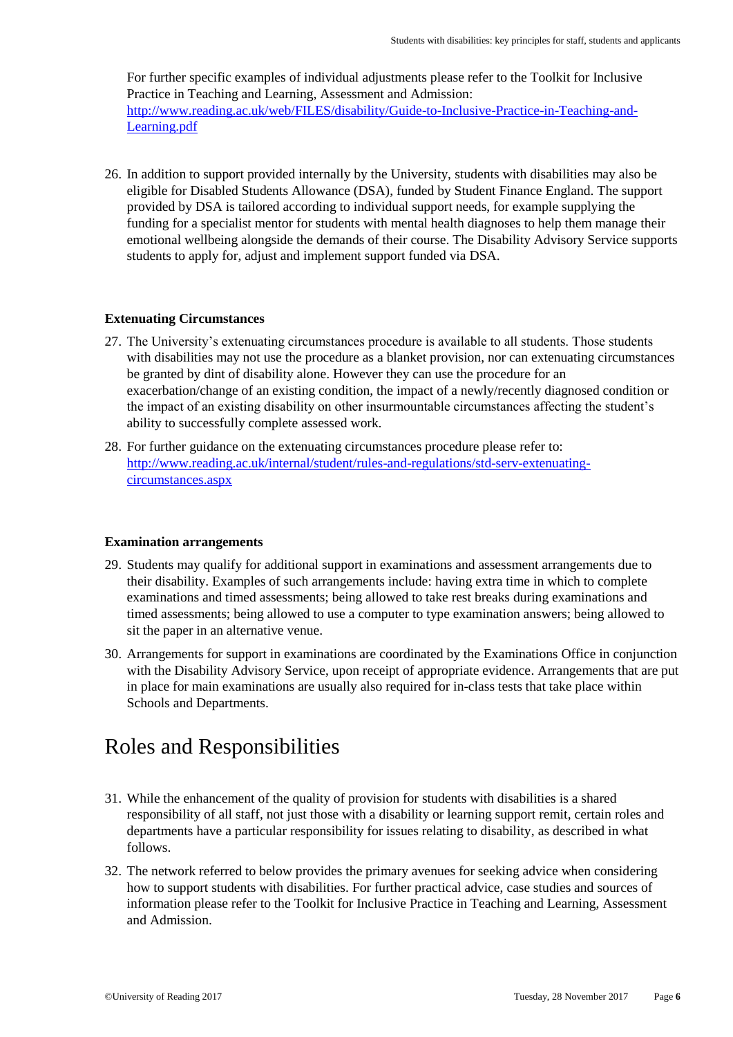For further specific examples of individual adjustments please refer to the Toolkit for Inclusive Practice in Teaching and Learning, Assessment and Admission: [http://www.reading.ac.uk/web/FILES/disability/Guide-to-Inclusive-Practice-in-Teaching-and-Learning.pdf](http://www.reading.ac.uk/web/FILES/disability/Guide-to-Inclusive-Practice-in-Teaching-and-Learning.pdf)

26. In addition to support provided internally by the University, students with disabilities may also be eligible for Disabled Students Allowance (DSA), funded by Student Finance England. The support provided by DSA is tailored according to individual support needs, for example supplying the funding for a specialist mentor for students with mental health diagnoses to help them manage their emotional wellbeing alongside the demands of their course. The Disability Advisory Service supports students to apply for, adjust and implement support funded via DSA.

**Extenuating Circumstances**

27. The University's extenuating circumstances procedure is available to all students. Those students with disabilities may not use the procedure as a blanket provision, nor can extenuating circumstances be granted by dint of disability alone. However they can use the procedure for an exacerbation/change of an existing condition, the impact of a newly/recently diagnosed condition or the impact of an existing disability on other insurmountable circumstances affecting the student's ability to successfully complete assessed work.

28. For further guidance on the extenuating circumstances procedure please refer to: [http://www.reading.ac.uk/internal/student/rules-and-regulations/std-serv-extenuating-circumstances.aspx](http://www.reading.ac.uk/internal/student/rules-and-regulations/std-serv-extenuating-circumstances.aspx)

**Examination arrangements**

29. Students may qualify for additional support in examinations and assessment arrangements due to their disability. Examples of such arrangements include: having extra time in which to complete examinations and timed assessments; being allowed to take rest breaks during examinations and timed assessments; being allowed to use a computer to type examination answers; being allowed to sit the paper in an alternative venue.

30. Arrangements for support in examinations are coordinated by the Examinations Office in conjunction with the Disability Advisory Service, upon receipt of appropriate evidence. Arrangements that are put in place for main examinations are usually also required for in-class tests that take place within Schools and Departments.

# Roles and Responsibilities

31. While the enhancement of the quality of provision for students with disabilities is a shared responsibility of all staff, not just those with a disability or learning support remit, certain roles and departments have a particular responsibility for issues relating to disability, as described in what follows.

32. The network referred to below provides the primary avenues for seeking advice when considering how to support students with disabilities. For further practical advice, case studies and sources of information please refer to the Toolkit for Inclusive Practice in Teaching and Learning, Assessment and Admission.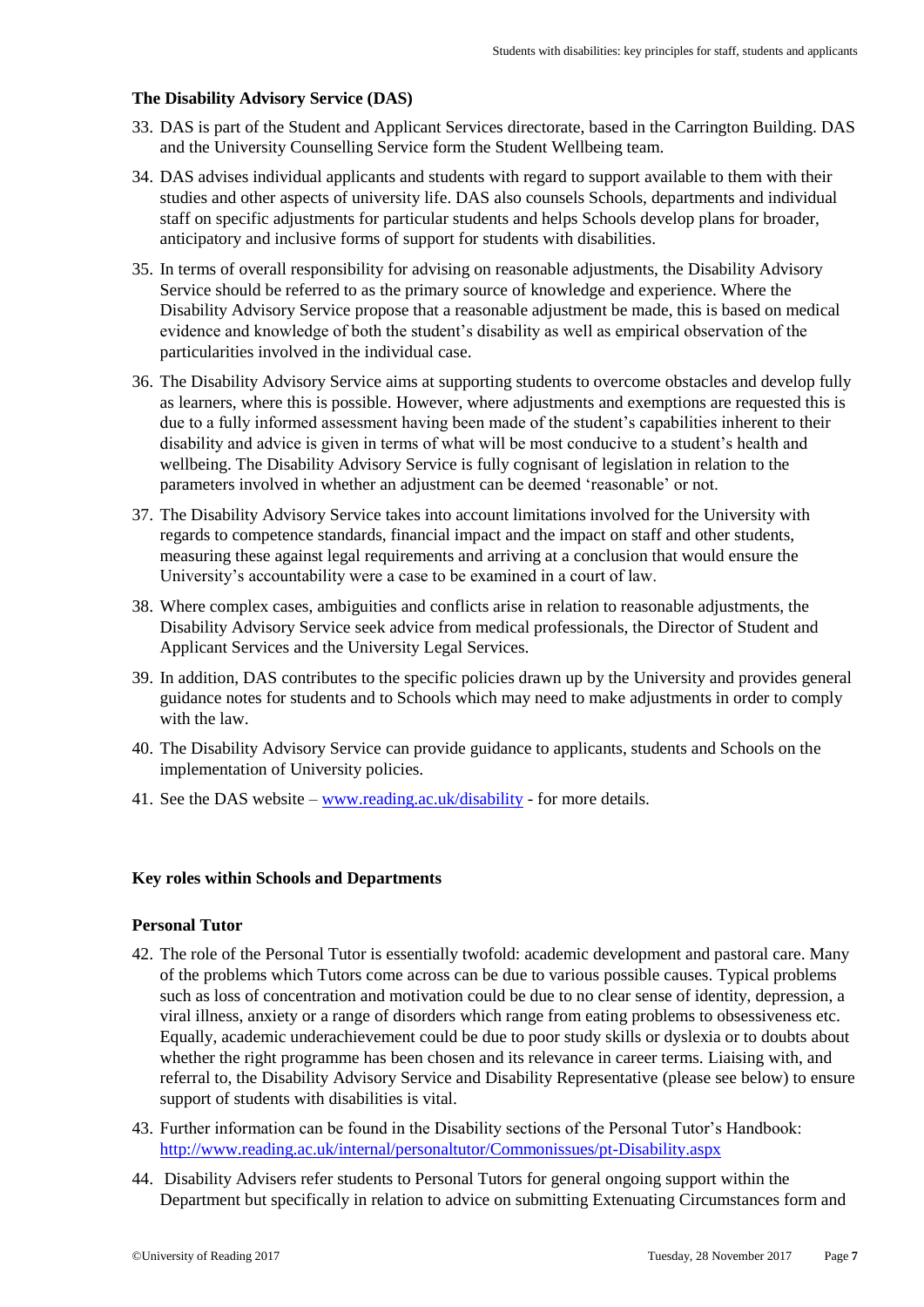**The Disability Advisory Service (DAS)**

33. DAS is part of the Student and Applicant Services directorate, based in the Carrington Building. DAS and the University Counselling Service form the Student Wellbeing team.

34. DAS advises individual applicants and students with regard to support available to them with their studies and other aspects of university life. DAS also counsels Schools, departments and individual staff on specific adjustments for particular students and helps Schools develop plans for broader, anticipatory and inclusive forms of support for students with disabilities.

35. In terms of overall responsibility for advising on reasonable adjustments, the Disability Advisory Service should be referred to as the primary source of knowledge and experience. Where the Disability Advisory Service propose that a reasonable adjustment be made, this is based on medical evidence and knowledge of both the student's disability as well as empirical observation of the particularities involved in the individual case.

36. The Disability Advisory Service aims at supporting students to overcome obstacles and develop fully as learners, where this is possible. However, where adjustments and exemptions are requested this is due to a fully informed assessment having been made of the student's capabilities inherent to their disability and advice is given in terms of what will be most conducive to a student's health and wellbeing. The Disability Advisory Service is fully cognisant of legislation in relation to the parameters involved in whether an adjustment can be deemed 'reasonable' or not.

37. The Disability Advisory Service takes into account limitations involved for the University with regards to competence standards, financial impact and the impact on staff and other students, measuring these against legal requirements and arriving at a conclusion that would ensure the University's accountability were a case to be examined in a court of law.

38. Where complex cases, ambiguities and conflicts arise in relation to reasonable adjustments, the Disability Advisory Service seek advice from medical professionals, the Director of Student and Applicant Services and the University Legal Services.

39. In addition, DAS contributes to the specific policies drawn up by the University and provides general guidance notes for students and to Schools which may need to make adjustments in order to comply with the law.

40. The Disability Advisory Service can provide guidance to applicants, students and Schools on the implementation of University policies.

41. See the DAS website – [www.reading.ac.uk/disability](www.reading.ac.uk/disability) - for more details.

**Key roles within Schools and Departments**

**Personal Tutor**

42. The role of the Personal Tutor is essentially twofold: academic development and pastoral care. Many of the problems which Tutors come across can be due to various possible causes. Typical problems such as loss of concentration and motivation could be due to no clear sense of identity, depression, a viral illness, anxiety or a range of disorders which range from eating problems to obsessiveness etc. Equally, academic underachievement could be due to poor study skills or dyslexia or to doubts about whether the right programme has been chosen and its relevance in career terms. Liaising with, and referral to, the Disability Advisory Service and Disability Representative (please see below) to ensure support of students with disabilities is vital.

43. Further information can be found in the Disability sections of the Personal Tutor's Handbook: [http://www.reading.ac.uk/internal/personaltutor/Commonissues/pt-Disability.aspx](http://www.reading.ac.uk/internal/personaltutor/Commonissues/pt-Disability.aspx)

44. Disability Advisers refer students to Personal Tutors for general ongoing support within the Department but specifically in relation to advice on submitting Extenuating Circumstances form and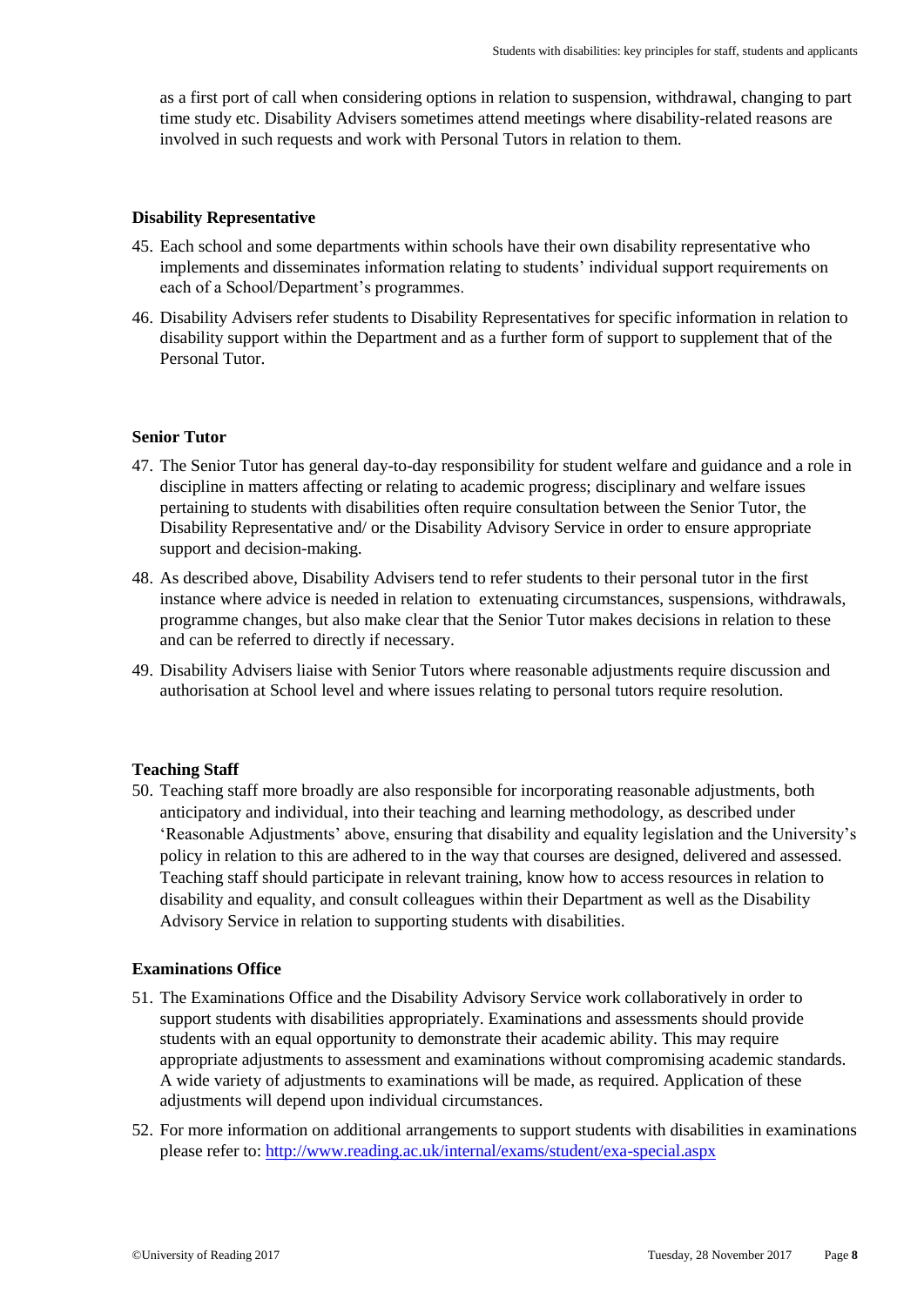as a first port of call when considering options in relation to suspension, withdrawal, changing to part time study etc. Disability Advisers sometimes attend meetings where disability-related reasons are involved in such requests and work with Personal Tutors in relation to them.

**Disability Representative**

45. Each school and some departments within schools have their own disability representative who implements and disseminates information relating to students' individual support requirements on each of a School/Department's programmes.
46. Disability Advisers refer students to Disability Representatives for specific information in relation to disability support within the Department and as a further form of support to supplement that of the Personal Tutor.

**Senior Tutor**

47. The Senior Tutor has general day-to-day responsibility for student welfare and guidance and a role in discipline in matters affecting or relating to academic progress; disciplinary and welfare issues pertaining to students with disabilities often require consultation between the Senior Tutor, the Disability Representative and/ or the Disability Advisory Service in order to ensure appropriate support and decision-making.
48. As described above, Disability Advisers tend to refer students to their personal tutor in the first instance where advice is needed in relation to extenuating circumstances, suspensions, withdrawals, programme changes, but also make clear that the Senior Tutor makes decisions in relation to these and can be referred to directly if necessary.
49. Disability Advisers liaise with Senior Tutors where reasonable adjustments require discussion and authorisation at School level and where issues relating to personal tutors require resolution.

**Teaching Staff**

50. Teaching staff more broadly are also responsible for incorporating reasonable adjustments, both anticipatory and individual, into their teaching and learning methodology, as described under 'Reasonable Adjustments' above, ensuring that disability and equality legislation and the University's policy in relation to this are adhered to in the way that courses are designed, delivered and assessed. Teaching staff should participate in relevant training, know how to access resources in relation to disability and equality, and consult colleagues within their Department as well as the Disability Advisory Service in relation to supporting students with disabilities.

**Examinations Office**

51. The Examinations Office and the Disability Advisory Service work collaboratively in order to support students with disabilities appropriately. Examinations and assessments should provide students with an equal opportunity to demonstrate their academic ability. This may require appropriate adjustments to assessment and examinations without compromising academic standards. A wide variety of adjustments to examinations will be made, as required. Application of these adjustments will depend upon individual circumstances.
52. For more information on additional arrangements to support students with disabilities in examinations please refer to: http://www.reading.ac.uk/internal/exams/student/exa-special.aspx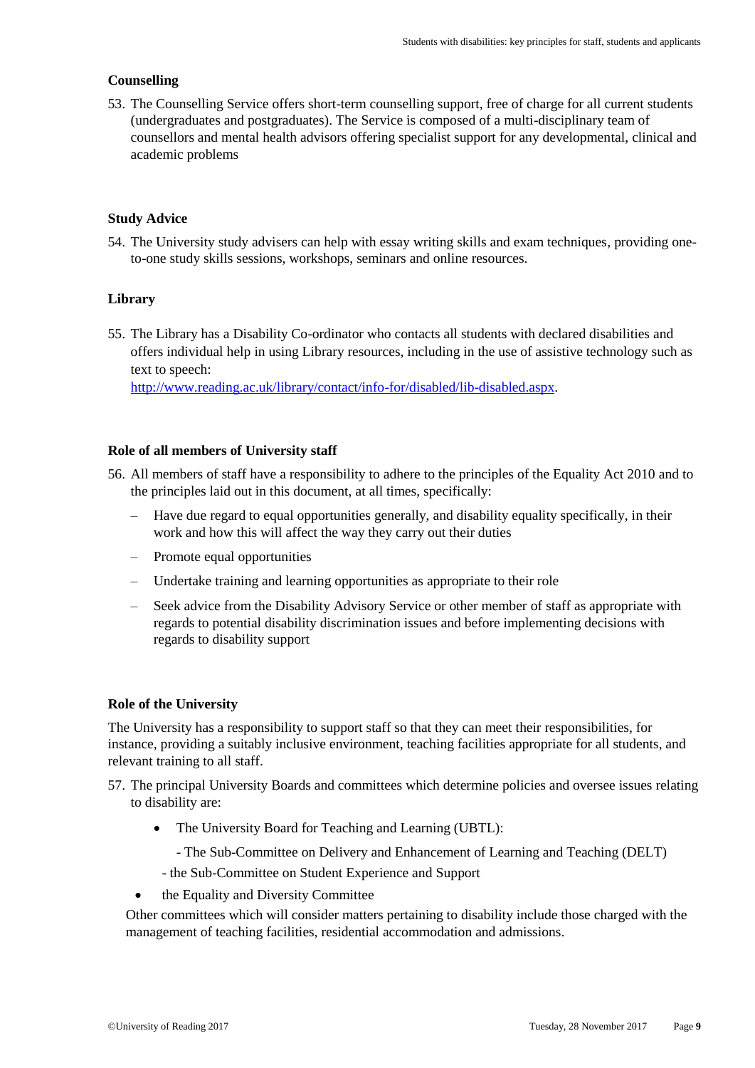### Counselling

53. The Counselling Service offers short-term counselling support, free of charge for all current students (undergraduates and postgraduates). The Service is composed of a multi-disciplinary team of counsellors and mental health advisors offering specialist support for any developmental, clinical and academic problems

### Study Advice

54. The University study advisers can help with essay writing skills and exam techniques, providing one-to-one study skills sessions, workshops, seminars and online resources.

### Library

55. The Library has a Disability Co-ordinator who contacts all students with declared disabilities and offers individual help in using Library resources, including in the use of assistive technology such as text to speech: [http://www.reading.ac.uk/library/contact/info-for/disabled/lib-disabled.aspx](http://www.reading.ac.uk/library/contact/info-for/disabled/lib-disabled.aspx).

### Role of all members of University staff

56. All members of staff have a responsibility to adhere to the principles of the Equality Act 2010 and to the principles laid out in this document, at all times, specifically:
    - Have due regard to equal opportunities generally, and disability equality specifically, in their work and how this will affect the way they carry out their duties
    - Promote equal opportunities
    - Undertake training and learning opportunities as appropriate to their role
    - Seek advice from the Disability Advisory Service or other member of staff as appropriate with regards to potential disability discrimination issues and before implementing decisions with regards to disability support

### Role of the University

The University has a responsibility to support staff so that they can meet their responsibilities, for instance, providing a suitably inclusive environment, teaching facilities appropriate for all students, and relevant training to all staff.

57. The principal University Boards and committees which determine policies and oversee issues relating to disability are:
    - The University Board for Teaching and Learning (UBTL):
      - The Sub-Committee on Delivery and Enhancement of Learning and Teaching (DELT)
      - the Sub-Committee on Student Experience and Support
    - the Equality and Diversity Committee

    Other committees which will consider matters pertaining to disability include those charged with the management of teaching facilities, residential accommodation and admissions.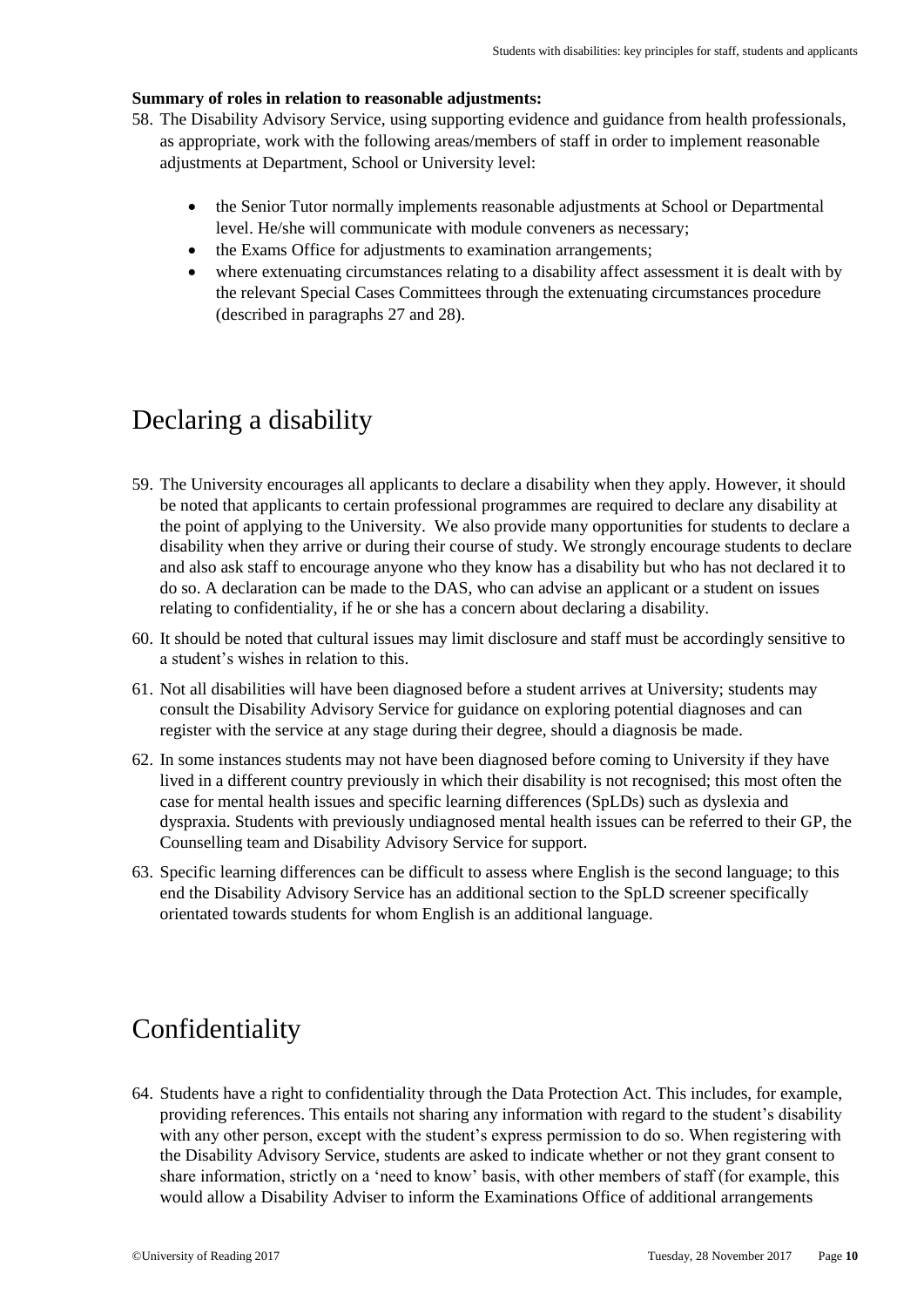**Summary of roles in relation to reasonable adjustments:**

58. The Disability Advisory Service, using supporting evidence and guidance from health professionals, as appropriate, work with the following areas/members of staff in order to implement reasonable adjustments at Department, School or University level:

    - the Senior Tutor normally implements reasonable adjustments at School or Departmental level. He/she will communicate with module conveners as necessary;
    - the Exams Office for adjustments to examination arrangements;
    - where extenuating circumstances relating to a disability affect assessment it is dealt with by the relevant Special Cases Committees through the extenuating circumstances procedure (described in paragraphs 27 and 28).

# Declaring a disability

59. The University encourages all applicants to declare a disability when they apply. However, it should be noted that applicants to certain professional programmes are required to declare any disability at the point of applying to the University. We also provide many opportunities for students to declare a disability when they arrive or during their course of study. We strongly encourage students to declare and also ask staff to encourage anyone who they know has a disability but who has not declared it to do so. A declaration can be made to the DAS, who can advise an applicant or a student on issues relating to confidentiality, if he or she has a concern about declaring a disability.

60. It should be noted that cultural issues may limit disclosure and staff must be accordingly sensitive to a student's wishes in relation to this.

61. Not all disabilities will have been diagnosed before a student arrives at University; students may consult the Disability Advisory Service for guidance on exploring potential diagnoses and can register with the service at any stage during their degree, should a diagnosis be made.

62. In some instances students may not have been diagnosed before coming to University if they have lived in a different country previously in which their disability is not recognised; this most often the case for mental health issues and specific learning differences (SpLDs) such as dyslexia and dyspraxia. Students with previously undiagnosed mental health issues can be referred to their GP, the Counselling team and Disability Advisory Service for support.

63. Specific learning differences can be difficult to assess where English is the second language; to this end the Disability Advisory Service has an additional section to the SpLD screener specifically orientated towards students for whom English is an additional language.

# Confidentiality

64. Students have a right to confidentiality through the Data Protection Act. This includes, for example, providing references. This entails not sharing any information with regard to the student's disability with any other person, except with the student's express permission to do so. When registering with the Disability Advisory Service, students are asked to indicate whether or not they grant consent to share information, strictly on a 'need to know' basis, with other members of staff (for example, this would allow a Disability Adviser to inform the Examinations Office of additional arrangements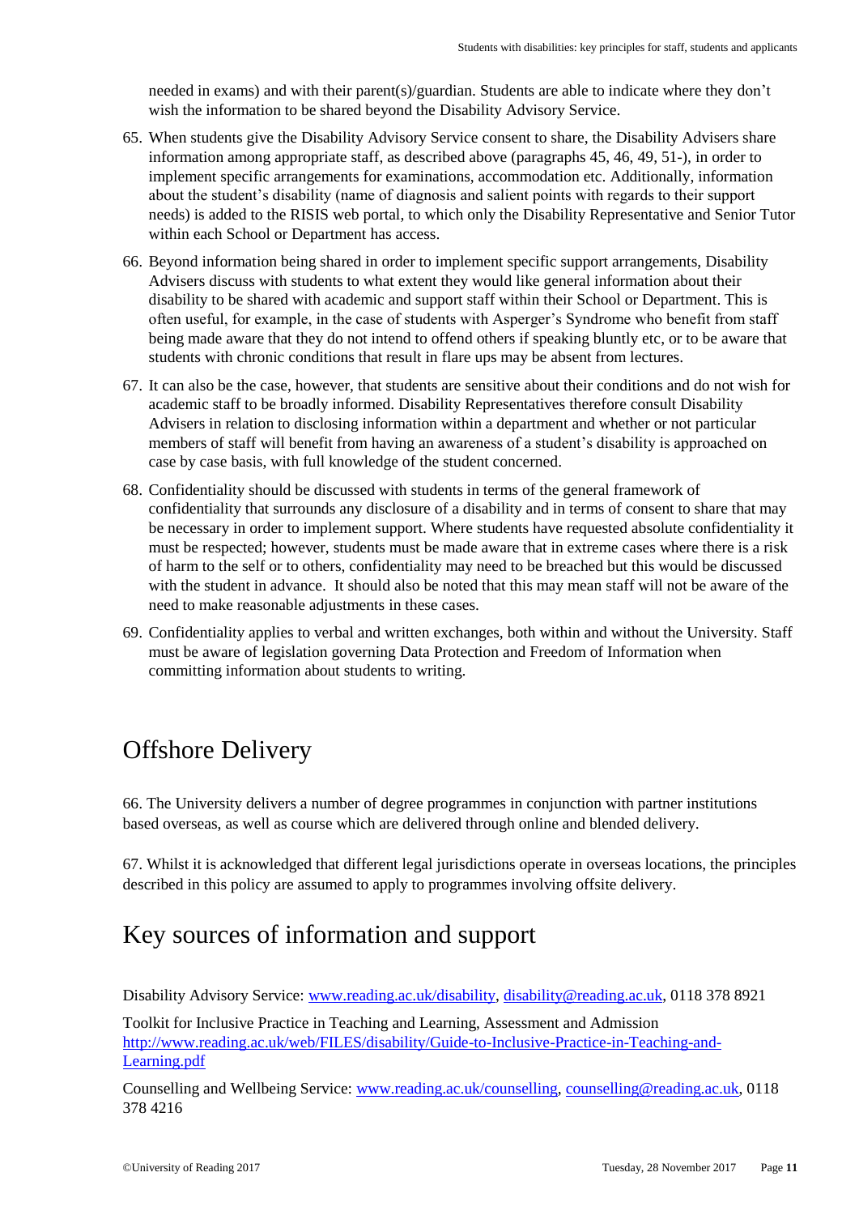needed in exams) and with their parent(s)/guardian. Students are able to indicate where they don't wish the information to be shared beyond the Disability Advisory Service.

65. When students give the Disability Advisory Service consent to share, the Disability Advisers share information among appropriate staff, as described above (paragraphs 45, 46, 49, 51-), in order to implement specific arrangements for examinations, accommodation etc. Additionally, information about the student's disability (name of diagnosis and salient points with regards to their support needs) is added to the RISIS web portal, to which only the Disability Representative and Senior Tutor within each School or Department has access.

66. Beyond information being shared in order to implement specific support arrangements, Disability Advisers discuss with students to what extent they would like general information about their disability to be shared with academic and support staff within their School or Department. This is often useful, for example, in the case of students with Asperger's Syndrome who benefit from staff being made aware that they do not intend to offend others if speaking bluntly etc, or to be aware that students with chronic conditions that result in flare ups may be absent from lectures.

67. It can also be the case, however, that students are sensitive about their conditions and do not wish for academic staff to be broadly informed. Disability Representatives therefore consult Disability Advisers in relation to disclosing information within a department and whether or not particular members of staff will benefit from having an awareness of a student's disability is approached on case by case basis, with full knowledge of the student concerned.

68. Confidentiality should be discussed with students in terms of the general framework of confidentiality that surrounds any disclosure of a disability and in terms of consent to share that may be necessary in order to implement support. Where students have requested absolute confidentiality it must be respected; however, students must be made aware that in extreme cases where there is a risk of harm to the self or to others, confidentiality may need to be breached but this would be discussed with the student in advance. It should also be noted that this may mean staff will not be aware of the need to make reasonable adjustments in these cases.

69. Confidentiality applies to verbal and written exchanges, both within and without the University. Staff must be aware of legislation governing Data Protection and Freedom of Information when committing information about students to writing.

## Offshore Delivery

66. The University delivers a number of degree programmes in conjunction with partner institutions based overseas, as well as course which are delivered through online and blended delivery.

67. Whilst it is acknowledged that different legal jurisdictions operate in overseas locations, the principles described in this policy are assumed to apply to programmes involving offsite delivery.

## Key sources of information and support

Disability Advisory Service: www.reading.ac.uk/disability, disability@reading.ac.uk, 0118 378 8921

Toolkit for Inclusive Practice in Teaching and Learning, Assessment and Admission http://www.reading.ac.uk/web/FILES/disability/Guide-to-Inclusive-Practice-in-Teaching-and-Learning.pdf

Counselling and Wellbeing Service: www.reading.ac.uk/counselling, counselling@reading.ac.uk, 0118 378 4216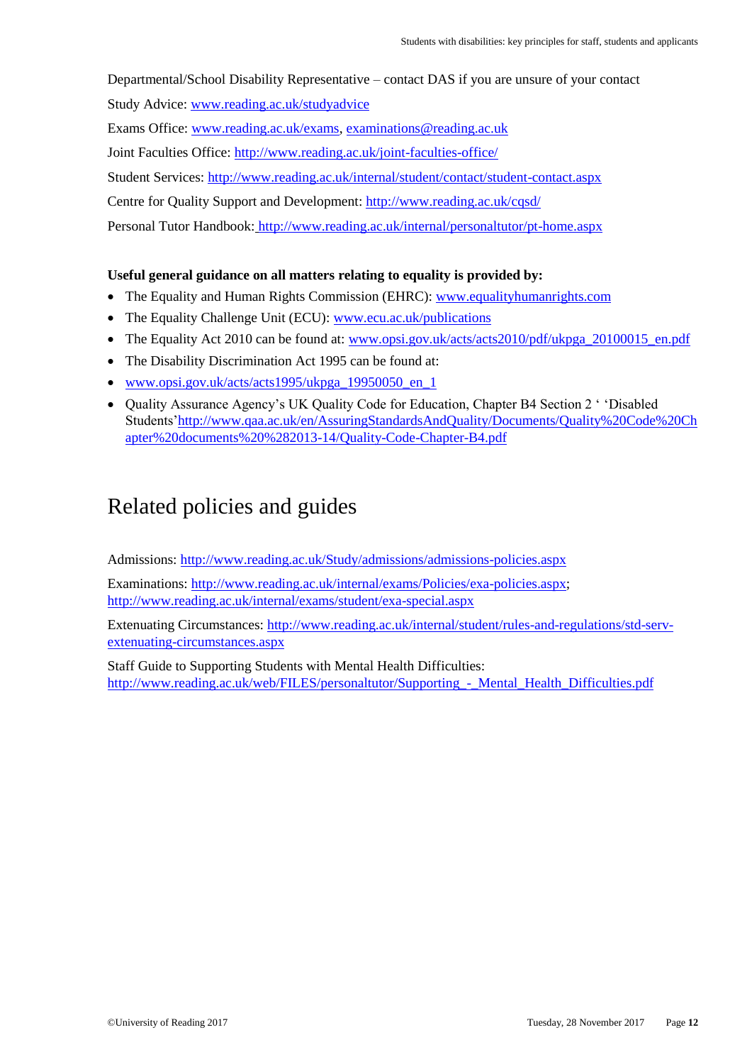Departmental/School Disability Representative – contact DAS if you are unsure of your contact

Study Advice: www.reading.ac.uk/studyadvice

Exams Office: www.reading.ac.uk/exams, examinations@reading.ac.uk

Joint Faculties Office: http://www.reading.ac.uk/joint-faculties-office/

Student Services: http://www.reading.ac.uk/internal/student/contact/student-contact.aspx

Centre for Quality Support and Development: http://www.reading.ac.uk/cqsd/

Personal Tutor Handbook: http://www.reading.ac.uk/internal/personaltutor/pt-home.aspx

**Useful general guidance on all matters relating to equality is provided by:**

- The Equality and Human Rights Commission (EHRC): www.equalityhumanrights.com
- The Equality Challenge Unit (ECU): www.ecu.ac.uk/publications
- The Equality Act 2010 can be found at: www.opsi.gov.uk/acts/acts2010/pdf/ukpga_20100015_en.pdf
- The Disability Discrimination Act 1995 can be found at:
- www.opsi.gov.uk/acts/acts1995/ukpga_19950050_en_1
- Quality Assurance Agency's UK Quality Code for Education, Chapter B4 Section 2 ' 'Disabled Students'http://www.qaa.ac.uk/en/AssuringStandardsAndQuality/Documents/Quality%20Code%20Chapter%20documents%20%282013-14/Quality-Code-Chapter-B4.pdf

# Related policies and guides

Admissions: http://www.reading.ac.uk/Study/admissions/admissions-policies.aspx

Examinations: http://www.reading.ac.uk/internal/exams/Policies/exa-policies.aspx; http://www.reading.ac.uk/internal/exams/student/exa-special.aspx

Extenuating Circumstances: http://www.reading.ac.uk/internal/student/rules-and-regulations/std-serv-extenuating-circumstances.aspx

Staff Guide to Supporting Students with Mental Health Difficulties: http://www.reading.ac.uk/web/FILES/personaltutor/Supporting_-_Mental_Health_Difficulties.pdf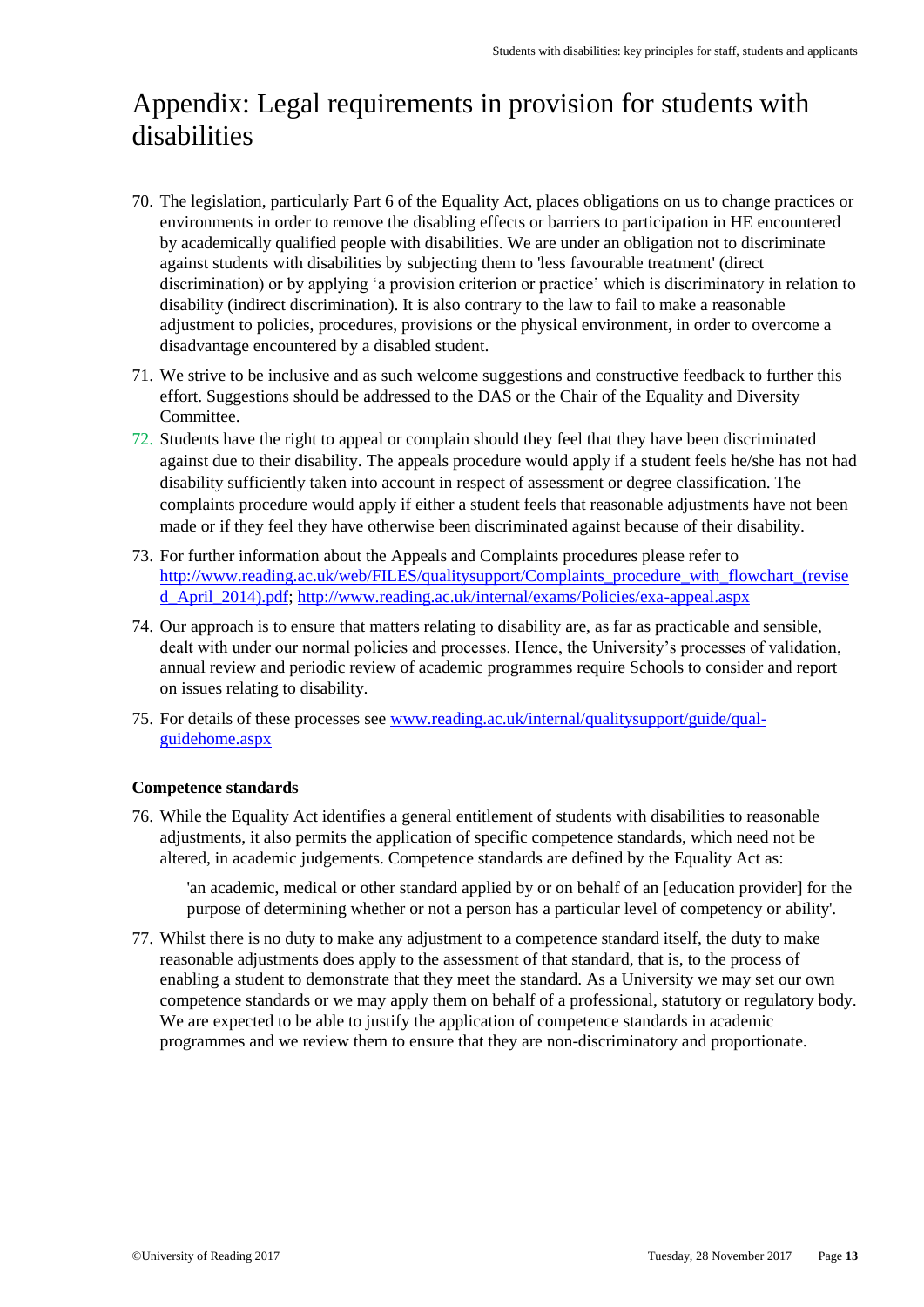# Appendix: Legal requirements in provision for students with disabilities

70. The legislation, particularly Part 6 of the Equality Act, places obligations on us to change practices or environments in order to remove the disabling effects or barriers to participation in HE encountered by academically qualified people with disabilities. We are under an obligation not to discriminate against students with disabilities by subjecting them to 'less favourable treatment' (direct discrimination) or by applying 'a provision criterion or practice' which is discriminatory in relation to disability (indirect discrimination). It is also contrary to the law to fail to make a reasonable adjustment to policies, procedures, provisions or the physical environment, in order to overcome a disadvantage encountered by a disabled student.
71. We strive to be inclusive and as such welcome suggestions and constructive feedback to further this effort. Suggestions should be addressed to the DAS or the Chair of the Equality and Diversity Committee.
72. Students have the right to appeal or complain should they feel that they have been discriminated against due to their disability. The appeals procedure would apply if a student feels he/she has not had disability sufficiently taken into account in respect of assessment or degree classification. The complaints procedure would apply if either a student feels that reasonable adjustments have not been made or if they feel they have otherwise been discriminated against because of their disability.
73. For further information about the Appeals and Complaints procedures please refer to http://www.reading.ac.uk/web/FILES/qualitysupport/Complaints_procedure_with_flowchart_(revised_April_2014).pdf; http://www.reading.ac.uk/internal/exams/Policies/exa-appeal.aspx
74. Our approach is to ensure that matters relating to disability are, as far as practicable and sensible, dealt with under our normal policies and processes. Hence, the University's processes of validation, annual review and periodic review of academic programmes require Schools to consider and report on issues relating to disability.
75. For details of these processes see www.reading.ac.uk/internal/qualitysupport/guide/qual-guidehome.aspx

**Competence standards**

76. While the Equality Act identifies a general entitlement of students with disabilities to reasonable adjustments, it also permits the application of specific competence standards, which need not be altered, in academic judgements. Competence standards are defined by the Equality Act as:

    'an academic, medical or other standard applied by or on behalf of an [education provider] for the purpose of determining whether or not a person has a particular level of competency or ability'.

77. Whilst there is no duty to make any adjustment to a competence standard itself, the duty to make reasonable adjustments does apply to the assessment of that standard, that is, to the process of enabling a student to demonstrate that they meet the standard. As a University we may set our own competence standards or we may apply them on behalf of a professional, statutory or regulatory body. We are expected to be able to justify the application of competence standards in academic programmes and we review them to ensure that they are non-discriminatory and proportionate.